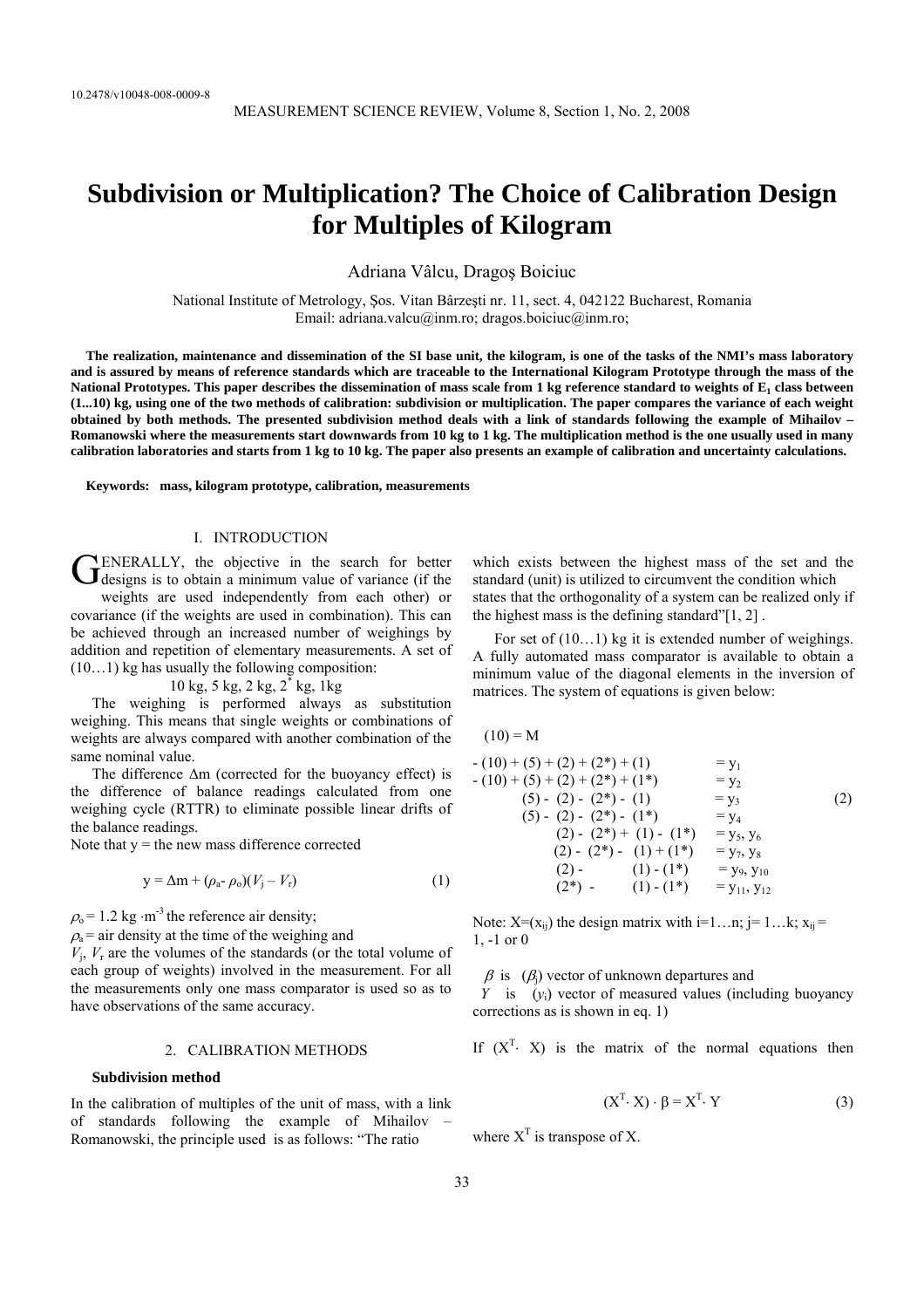10.2478/v10048-008-0009-8

# Subdivision or Multiplication? The Choice of Calibration Design for Multiples of Kilogram

Adriana Vâlcu, Dragoş Boiciuc

National Institute of Metrology, Şos. Vitan Bârzeşti nr. 11, sect. 4, 042122 Bucharest, Romania
Email: adriana.valcu@inm.ro; dragos.boiciuc@inm.ro;

**The realization, maintenance and dissemination of the SI base unit, the kilogram, is one of the tasks of the NMI's mass laboratory and is assured by means of reference standards which are traceable to the International Kilogram Prototype through the mass of the National Prototypes. This paper describes the dissemination of mass scale from 1 kg reference standard to weights of $E_1$ class between (1...10) kg, using one of the two methods of calibration: subdivision or multiplication. The paper compares the variance of each weight obtained by both methods. The presented subdivision method deals with a link of standards following the example of Mihailov – Romanowski where the measurements start downwards from 10 kg to 1 kg. The multiplication method is the one usually used in many calibration laboratories and starts from 1 kg to 10 kg. The paper also presents an example of calibration and uncertainty calculations.**

**Keywords:** mass, kilogram prototype, calibration, measurements

## I. INTRODUCTION

GENERALLY, the objective in the search for better designs is to obtain a minimum value of variance (if the weights are used independently from each other) or covariance (if the weights are used in combination). This can be achieved through an increased number of weighings by addition and repetition of elementary measurements. A set of (10…1) kg has usually the following composition:

10 kg, 5 kg, 2 kg, 2* kg, 1kg

The weighing is performed always as substitution weighing. This means that single weights or combinations of weights are always compared with another combination of the same nominal value.

The difference $\Delta m$ (corrected for the buoyancy effect) is the difference of balance readings calculated from one weighing cycle (RTTR) to eliminate possible linear drifts of the balance readings.

Note that y = the new mass difference corrected

$$y = \Delta m + (\rho_a - \rho_o)(V_j - V_r) \tag{1}$$

$\rho_o = 1.2\ \text{kg}\cdot\text{m}^{-3}$ the reference air density;

$\rho_a$ = air density at the time of the weighing and

$V_j$, $V_r$ are the volumes of the standards (or the total volume of each group of weights) involved in the measurement. For all the measurements only one mass comparator is used so as to have observations of the same accuracy.

## 2. CALIBRATION METHODS

### Subdivision method

In the calibration of multiples of the unit of mass, with a link of standards following the example of Mihailov – Romanowski, the principle used is as follows: "The ratio which exists between the highest mass of the set and the standard (unit) is utilized to circumvent the condition which states that the orthogonality of a system can be realized only if the highest mass is the defining standard"[1, 2] .

For set of (10…1) kg it is extended number of weighings. A fully automated mass comparator is available to obtain a minimum value of the diagonal elements in the inversion of matrices. The system of equations is given below:

$$
\begin{aligned}
&(10) = M \\
&-(10) + (5) + (2) + (2^*) + (1) = y_1 \\
&-(10) + (5) + (2) + (2^*) + (1^*) = y_2 \\
&(5) - (2) - (2^*) - (1) = y_3 \\
&(5) - (2) - (2^*) - (1^*) = y_4 \\
&(2) - (2^*) + (1) - (1^*) = y_5, y_6 \\
&(2) - (2^*) - (1) + (1^*) = y_7, y_8 \\
&(2) - (1) - (1^*) = y_9, y_{10} \\
&(2^*) - (1) - (1^*) = y_{11}, y_{12}
\end{aligned}
\tag{2}
$$

Note: $X=(x_{ij})$ the design matrix with $i=1…n$; $j= 1…k$; $x_{ij}$ = 1, -1 or 0

$\beta$ is ($\beta_j$) vector of unknown departures and

$Y$ is ($y_i$) vector of measured values (including buoyancy corrections as is shown in eq. 1)

If $(X^T \cdot X)$ is the matrix of the normal equations then

$$(X^T \cdot X) \cdot \beta = X^T \cdot Y \tag{3}$$

where $X^T$ is transpose of X.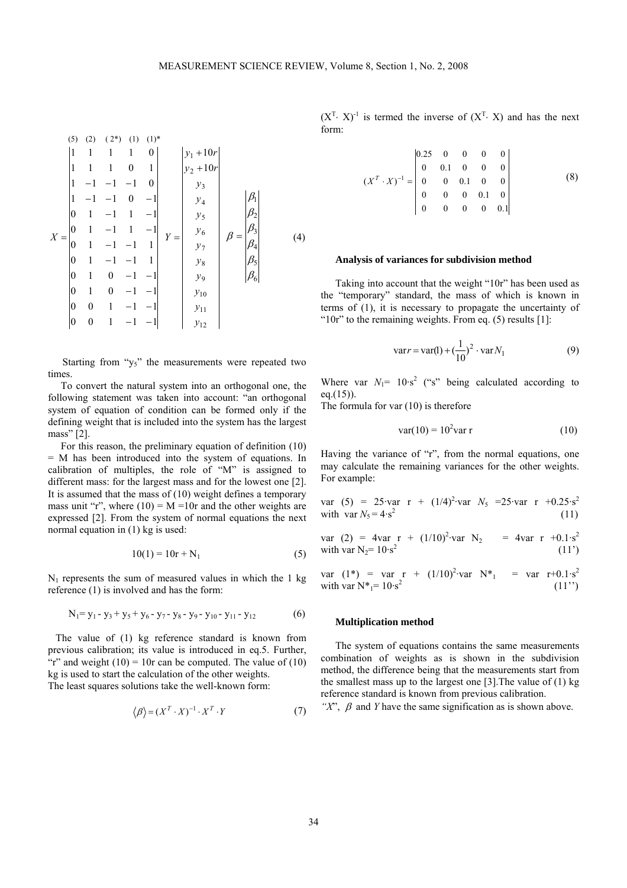$$
X = \begin{vmatrix} 1 & 1 & 1 & 1 & 0 \\ 1 & 1 & 1 & 0 & 1 \\ 1 & -1 & -1 & -1 & 0 \\ 1 & -1 & -1 & 0 & -1 \\ 0 & 1 & -1 & 1 & -1 \\ 0 & 1 & -1 & 1 & -1 \\ 0 & 1 & -1 & -1 & 1 \\ 0 & 1 & -1 & -1 & 1 \\ 0 & 1 & 0 & -1 & -1 \\ 0 & 1 & 0 & -1 & -1 \\ 0 & 0 & 1 & -1 & -1 \\ 0 & 0 & 1 & -1 & -1 \end{vmatrix} \quad Y = \begin{vmatrix} y_1 + 10r \\ y_2 + 10r \\ y_3 \\ y_4 \\ y_5 \\ y_6 \\ y_7 \\ y_8 \\ y_9 \\ y_{10} \\ y_{11} \\ y_{12} \end{vmatrix} \quad \beta = \begin{vmatrix} \beta_1 \\ \beta_2 \\ \beta_3 \\ \beta_4 \\ \beta_5 \\ \beta_6 \end{vmatrix} \tag{4}
$$

(columns of $X$: (5) (2) (2*) (1) (1)*)

Starting from "$y_5$" the measurements were repeated two times.

To convert the natural system into an orthogonal one, the following statement was taken into account: "an orthogonal system of equation of condition can be formed only if the defining weight that is included into the system has the largest mass" [2].

For this reason, the preliminary equation of definition (10) = M has been introduced into the system of equations. In calibration of multiples, the role of "M" is assigned to different mass: for the largest mass and for the lowest one [2]. It is assumed that the mass of (10) weight defines a temporary mass unit "r", where (10) = M =10r and the other weights are expressed [2]. From the system of normal equations the next normal equation in (1) kg is used:

$$
10(1) = 10r + N_1 \tag{5}
$$

$N_1$ represents the sum of measured values in which the 1 kg reference (1) is involved and has the form:

$$
N_1 = y_1 - y_3 + y_5 + y_6 - y_7 - y_8 - y_9 - y_{10} - y_{11} - y_{12} \tag{6}
$$

The value of (1) kg reference standard is known from previous calibration; its value is introduced in eq.5. Further, "r" and weight (10) = 10r can be computed. The value of (10) kg is used to start the calculation of the other weights.
The least squares solutions take the well-known form:

$$
\langle \beta \rangle = (X^T \cdot X)^{-1} \cdot X^T \cdot Y \tag{7}
$$

$(X^T \cdot X)^{-1}$ is termed the inverse of $(X^T \cdot X)$ and has the next form:

$$
(X^T \cdot X)^{-1} = \begin{vmatrix} 0.25 & 0 & 0 & 0 & 0 \\ 0 & 0.1 & 0 & 0 & 0 \\ 0 & 0 & 0.1 & 0 & 0 \\ 0 & 0 & 0 & 0.1 & 0 \\ 0 & 0 & 0 & 0 & 0.1 \end{vmatrix} \tag{8}
$$

### Analysis of variances for subdivision method

Taking into account that the weight "10r" has been used as the "temporary" standard, the mass of which is known in terms of (1), it is necessary to propagate the uncertainty of "10r" to the remaining weights. From eq. (5) results [1]:

$$
\operatorname{var} r = \operatorname{var}(1) + \left(\frac{1}{10}\right)^2 \cdot \operatorname{var} N_1 \tag{9}
$$

Where var $N_1 = 10 \cdot s^2$ ("s" being calculated according to eq.(15)).
The formula for var (10) is therefore

$$
\operatorname{var}(10) = 10^2 \operatorname{var} r \tag{10}
$$

Having the variance of "r", from the normal equations, one may calculate the remaining variances for the other weights. For example:

$$
\operatorname{var}(5) = 25 \cdot \operatorname{var} r + (1/4)^2 \cdot \operatorname{var} N_5 = 25 \cdot \operatorname{var} r + 0.25 \cdot s^2 \quad \text{with } \operatorname{var} N_5 = 4 \cdot s^2 \tag{11}
$$

$$
\operatorname{var}(2) = 4 \operatorname{var} r + (1/10)^2 \cdot \operatorname{var} N_2 = 4 \operatorname{var} r + 0.1 \cdot s^2 \quad \text{with } \operatorname{var} N_2 = 10 \cdot s^2 \tag{11'}
$$

$$
\operatorname{var}(1^*) = \operatorname{var} r + (1/10)^2 \cdot \operatorname{var} N^*_1 = \operatorname{var} r + 0.1 \cdot s^2 \quad \text{with } \operatorname{var} N^*_1 = 10 \cdot s^2 \tag{11''}
$$

### Multiplication method

The system of equations contains the same measurements combination of weights as is shown in the subdivision method, the difference being that the measurements start from the smallest mass up to the largest one [3]. The value of (1) kg reference standard is known from previous calibration.
*"X"*, $\beta$ and *Y* have the same signification as is shown above.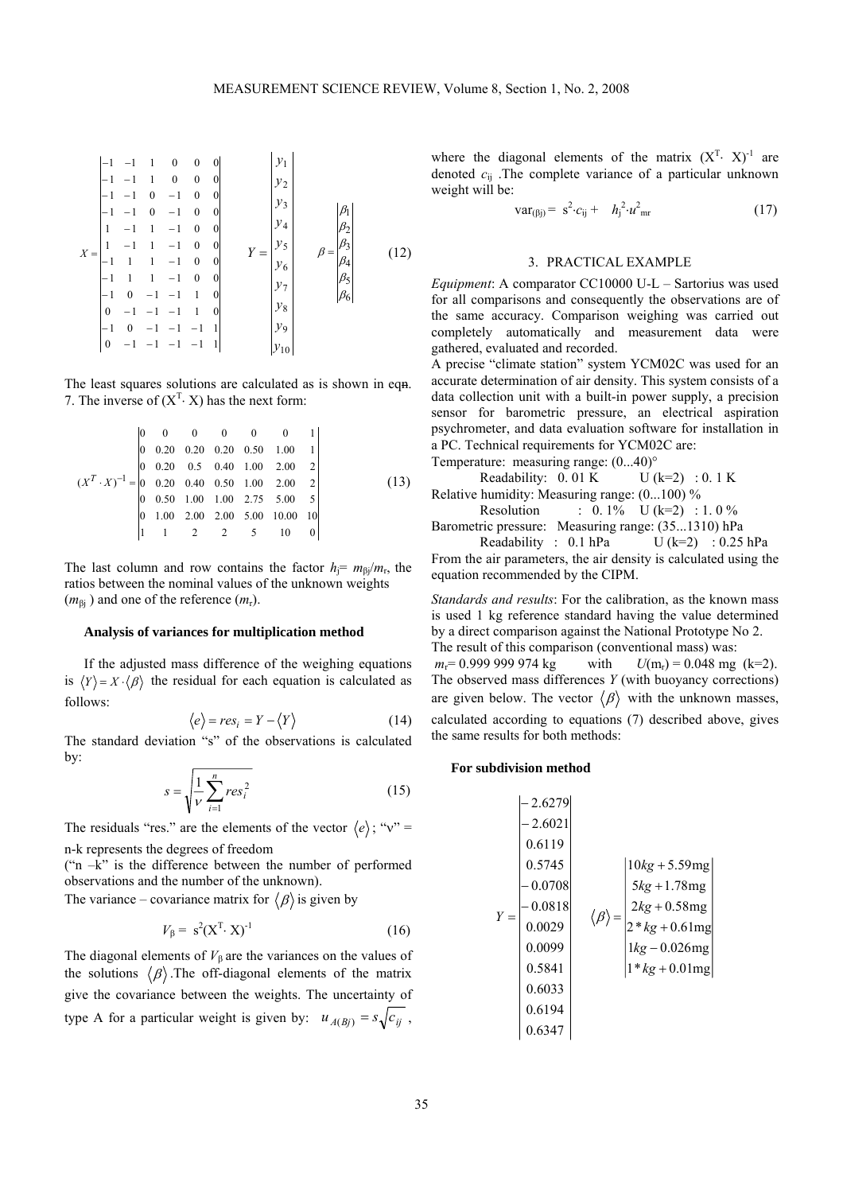$$X = \begin{vmatrix} -1 & -1 & 1 & 0 & 0 & 0 \\ -1 & -1 & 1 & 0 & 0 & 0 \\ -1 & -1 & 0 & -1 & 0 & 0 \\ -1 & -1 & 0 & -1 & 0 & 0 \\ 1 & -1 & 1 & -1 & 0 & 0 \\ 1 & -1 & 1 & -1 & 0 & 0 \\ -1 & 1 & 1 & -1 & 0 & 0 \\ -1 & 1 & 1 & -1 & 0 & 0 \\ -1 & 0 & -1 & -1 & 1 & 0 \\ 0 & -1 & -1 & -1 & 1 & 0 \\ -1 & 0 & -1 & -1 & -1 & 1 \\ 0 & -1 & -1 & -1 & -1 & 1 \end{vmatrix} \quad Y = \begin{vmatrix} y_1 \\ y_2 \\ y_3 \\ y_4 \\ y_5 \\ y_6 \\ y_7 \\ y_8 \\ y_9 \\ y_{10} \end{vmatrix} \quad \beta = \begin{vmatrix} \beta_1 \\ \beta_2 \\ \beta_3 \\ \beta_4 \\ \beta_5 \\ \beta_6 \end{vmatrix} \tag{12}$$

The least squares solutions are calculated as is shown in eqn. 7. The inverse of $(X^T \cdot X)$ has the next form:

$$(X^T \cdot X)^{-1} = \begin{vmatrix} 0 & 0 & 0 & 0 & 0 & 0 & 1 \\ 0 & 0.20 & 0.20 & 0.20 & 0.50 & 1.00 & 1 \\ 0 & 0.20 & 0.5 & 0.40 & 1.00 & 2.00 & 2 \\ 0 & 0.20 & 0.40 & 0.50 & 1.00 & 2.00 & 2 \\ 0 & 0.50 & 1.00 & 1.00 & 2.75 & 5.00 & 5 \\ 0 & 1.00 & 2.00 & 2.00 & 5.00 & 10.00 & 10 \\ 1 & 1 & 2 & 2 & 5 & 10 & 0 \end{vmatrix} \tag{13}$$

The last column and row contains the factor $h_j = m_{\beta j}/m_r$, the ratios between the nominal values of the unknown weights ($m_{\beta j}$ ) and one of the reference ($m_r$).

### Analysis of variances for multiplication method

If the adjusted mass difference of the weighing equations is $\langle Y \rangle = X \cdot \langle \beta \rangle$ the residual for each equation is calculated as follows:

$$\langle e \rangle = res_i = Y - \langle Y \rangle \tag{14}$$

The standard deviation "s" of the observations is calculated by:

$$s = \sqrt{\frac{1}{v}\sum_{i=1}^{n} res_i^2} \tag{15}$$

The residuals "res." are the elements of the vector $\langle e \rangle$; "v" = n-k represents the degrees of freedom
("n –k" is the difference between the number of performed observations and the number of the unknown).
The variance – covariance matrix for $\langle \beta \rangle$ is given by

$$V_\beta = s^2(X^T \cdot X)^{-1} \tag{16}$$

The diagonal elements of $V_\beta$ are the variances on the values of the solutions $\langle \beta \rangle$.The off-diagonal elements of the matrix give the covariance between the weights. The uncertainty of type A for a particular weight is given by: $u_{A(Bj)} = s\sqrt{c_{ij}}$ , where the diagonal elements of the matrix $(X^T \cdot X)^{-1}$ are denoted $c_{ij}$ .The complete variance of a particular unknown weight will be:

$$\text{var}_{(\beta j)} = s^2 \cdot c_{ij} + h_j^2 \cdot u_{mr}^2 \tag{17}$$

## 3. PRACTICAL EXAMPLE

*Equipment*: A comparator CC10000 U-L – Sartorius was used for all comparisons and consequently the observations are of the same accuracy. Comparison weighing was carried out completely automatically and measurement data were gathered, evaluated and recorded.

A precise "climate station" system YCM02C was used for an accurate determination of air density. This system consists of a data collection unit with a built-in power supply, a precision sensor for barometric pressure, an electrical aspiration psychrometer, and data evaluation software for installation in a PC. Technical requirements for YCM02C are:

Temperature: measuring range: (0...40)°
Readability: 0. 01 K U (k=2) : 0. 1 K
Relative humidity: Measuring range: (0...100) %
Resolution : 0. 1% U (k=2) : 1. 0 %
Barometric pressure: Measuring range: (35...1310) hPa
Readability : 0.1 hPa U (k=2) : 0.25 hPa

From the air parameters, the air density is calculated using the equation recommended by the CIPM.

*Standards and results*: For the calibration, as the known mass is used 1 kg reference standard having the value determined by a direct comparison against the National Prototype No 2. The result of this comparison (conventional mass) was:
$m_r$= 0.999 999 974 kg with $U(m_r)$ = 0.048 mg (k=2).
The observed mass differences *Y* (with buoyancy corrections) are given below. The vector $\langle \beta \rangle$ with the unknown masses, calculated according to equations (7) described above, gives the same results for both methods:

### For subdivision method

$$Y = \begin{vmatrix} -2.6279 \\ -2.6021 \\ 0.6119 \\ 0.5745 \\ -0.0708 \\ -0.0818 \\ 0.0029 \\ 0.0099 \\ 0.5841 \\ 0.6033 \\ 0.6194 \\ 0.6347 \end{vmatrix} \quad \langle \beta \rangle = \begin{vmatrix} 10kg + 5.59\text{mg} \\ 5kg + 1.78\text{mg} \\ 2kg + 0.58\text{mg} \\ 2*kg + 0.61\text{mg} \\ 1kg - 0.026\text{mg} \\ 1*kg + 0.01\text{mg} \end{vmatrix}$$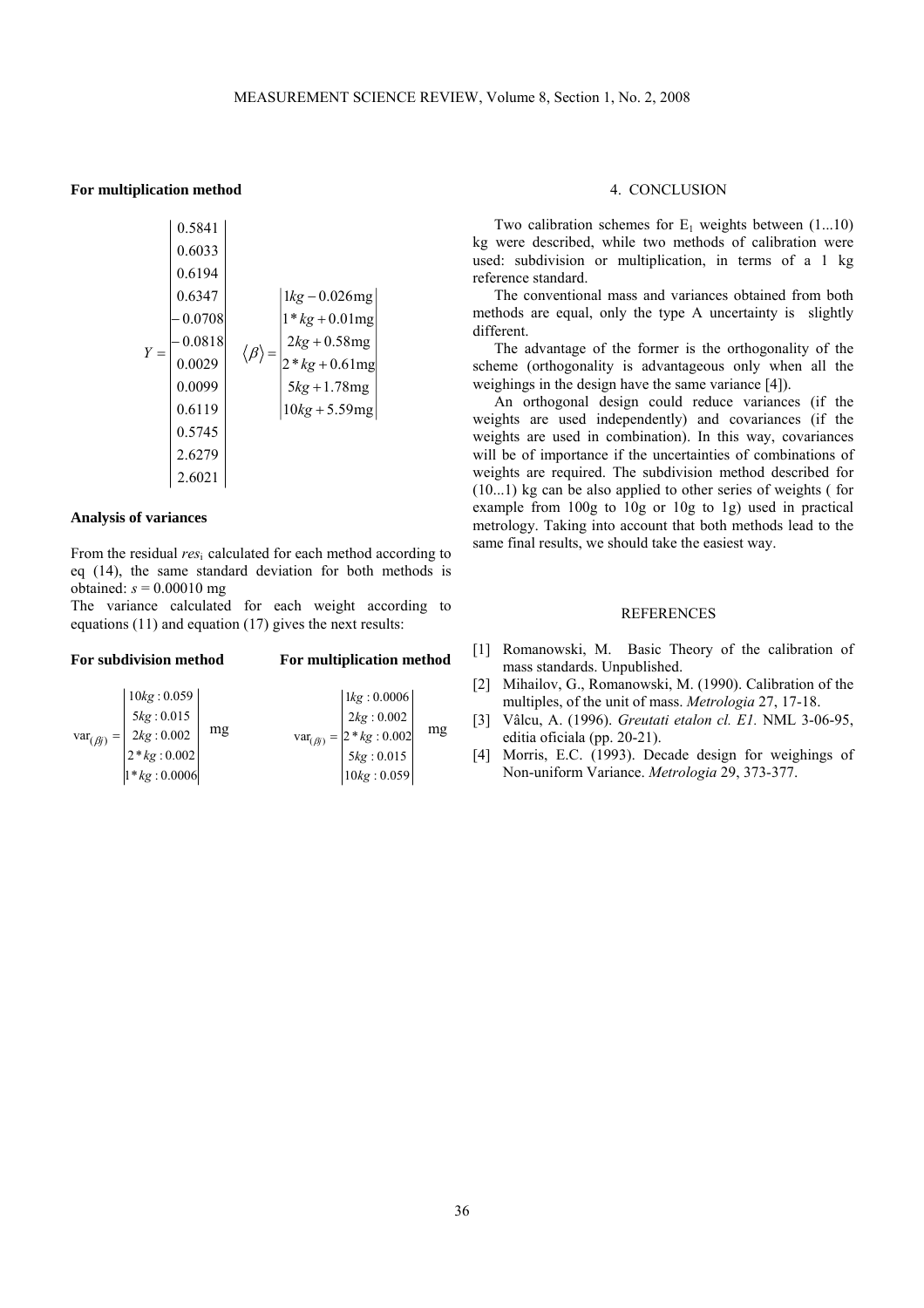**For multiplication method**

$$Y = \begin{vmatrix} 0.5841 \\ 0.6033 \\ 0.6194 \\ 0.6347 \\ -0.0708 \\ -0.0818 \\ 0.0029 \\ 0.0099 \\ 0.6119 \\ 0.5745 \\ 2.6279 \\ 2.6021 \end{vmatrix} \quad \langle \beta \rangle = \begin{vmatrix} 1kg - 0.026\text{mg} \\ 1*kg + 0.01\text{mg} \\ 2kg + 0.58\text{mg} \\ 2*kg + 0.61\text{mg} \\ 5kg + 1.78\text{mg} \\ 10kg + 5.59\text{mg} \end{vmatrix}$$

**Analysis of variances**

From the residual $res_i$ calculated for each method according to eq (14), the same standard deviation for both methods is obtained: $s = 0.00010$ mg

The variance calculated for each weight according to equations (11) and equation (17) gives the next results:

**For subdivision method** 

$$\text{var}_{(\beta j)} = \begin{vmatrix} 10kg : 0.059 \\ 5kg : 0.015 \\ 2kg : 0.002 \\ 2*kg : 0.002 \\ 1*kg : 0.0006 \end{vmatrix} \ \text{mg}$$

**For multiplication method**

$$\text{var}_{(\beta j)} = \begin{vmatrix} 1kg : 0.0006 \\ 2kg : 0.002 \\ 2*kg : 0.002 \\ 5kg : 0.015 \\ 10kg : 0.059 \end{vmatrix} \ \text{mg}$$

## 4. CONCLUSION

Two calibration schemes for $E_1$ weights between (1...10) kg were described, while two methods of calibration were used: subdivision or multiplication, in terms of a 1 kg reference standard.

The conventional mass and variances obtained from both methods are equal, only the type A uncertainty is slightly different.

The advantage of the former is the orthogonality of the scheme (orthogonality is advantageous only when all the weighings in the design have the same variance [4]).

An orthogonal design could reduce variances (if the weights are used independently) and covariances (if the weights are used in combination). In this way, covariances will be of importance if the uncertainties of combinations of weights are required. The subdivision method described for (10...1) kg can be also applied to other series of weights ( for example from 100g to 10g or 10g to 1g) used in practical metrology. Taking into account that both methods lead to the same final results, we should take the easiest way.

## REFERENCES

[1] Romanowski, M. Basic Theory of the calibration of mass standards. Unpublished.

[2] Mihailov, G., Romanowski, M. (1990). Calibration of the multiples, of the unit of mass. *Metrologia* 27, 17-18.

[3] Vâlcu, A. (1996). *Greutati etalon cl. E1.* NML 3-06-95, editia oficiala (pp. 20-21).

[4] Morris, E.C. (1993). Decade design for weighings of Non-uniform Variance. *Metrologia* 29, 373-377.